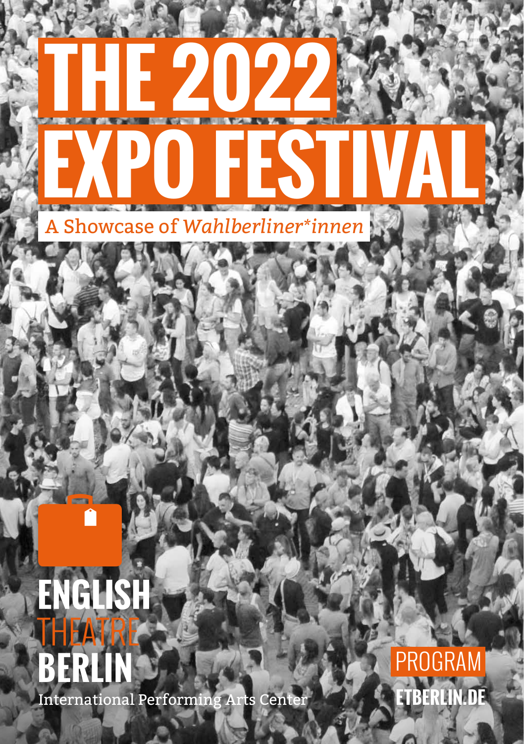# THE 2022 EXPO FESTIVAL

A Showcase of *Wahlberliner*innen*

**ENGLISH**
THEATRE
**BERLIN**

International Performing Arts Center

PROGRAM

**ETBERLIN.DE**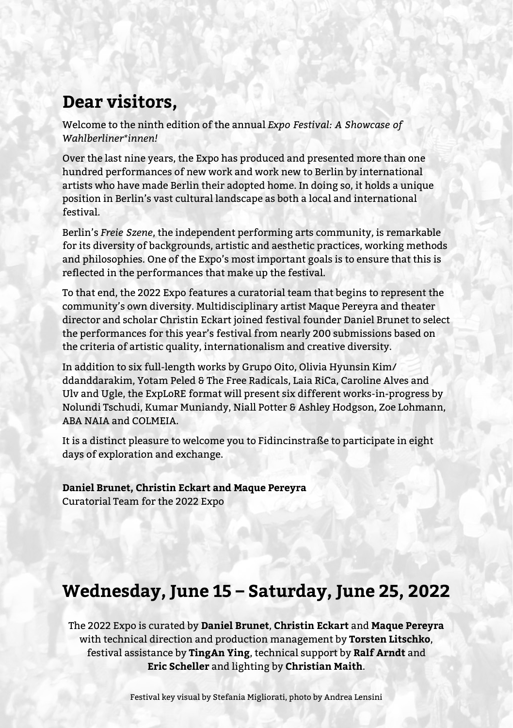# Dear visitors,

Welcome to the ninth edition of the annual *Expo Festival: A Showcase of Wahlberliner*innen!*

Over the last nine years, the Expo has produced and presented more than one hundred performances of new work and work new to Berlin by international artists who have made Berlin their adopted home. In doing so, it holds a unique position in Berlin's vast cultural landscape as both a local and international festival.

Berlin's *Freie Szene*, the independent performing arts community, is remarkable for its diversity of backgrounds, artistic and aesthetic practices, working methods and philosophies. One of the Expo's most important goals is to ensure that this is reflected in the performances that make up the festival.

To that end, the 2022 Expo features a curatorial team that begins to represent the community's own diversity. Multidisciplinary artist Maque Pereyra and theater director and scholar Christin Eckart joined festival founder Daniel Brunet to select the performances for this year's festival from nearly 200 submissions based on the criteria of artistic quality, internationalism and creative diversity.

In addition to six full-length works by Grupo Oito, Olivia Hyunsin Kim/ ddanddarakim, Yotam Peled & The Free Radicals, Laia RiCa, Caroline Alves and Ulv and Ugle, the ExpLoRE format will present six different works-in-progress by Nolundi Tschudi, Kumar Muniandy, Niall Potter & Ashley Hodgson, Zoe Lohmann, ABA NAIA and COLMEIA.

It is a distinct pleasure to welcome you to Fidicinstraße to participate in eight days of exploration and exchange.

**Daniel Brunet, Christin Eckart and Maque Pereyra**
Curatorial Team for the 2022 Expo

# Wednesday, June 15 – Saturday, June 25, 2022

The 2022 Expo is curated by **Daniel Brunet**, **Christin Eckart** and **Maque Pereyra** with technical direction and production management by **Torsten Litschko**, festival assistance by **TingAn Ying**, technical support by **Ralf Arndt** and **Eric Scheller** and lighting by **Christian Maith**.

Festival key visual by Stefania Migliorati, photo by Andrea Lensini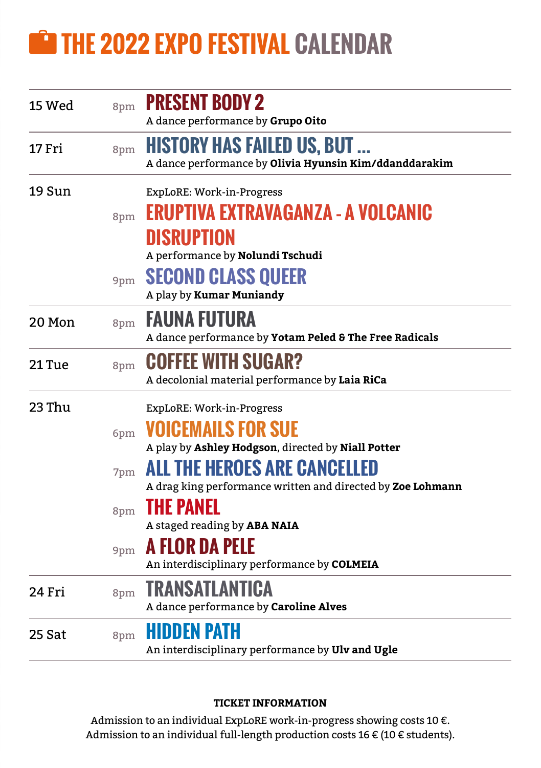# THE 2022 EXPO FESTIVAL CALENDAR

| Date | Time | Event |
|---|---|---|
| 15 Wed | 8pm | **PRESENT BODY 2**<br>A dance performance by **Grupo Oito** |
| 17 Fri | 8pm | **HISTORY HAS FAILED US, BUT ...**<br>A dance performance by **Olivia Hyunsin Kim/ddanddarakim** |
| 19 Sun | | ExpLoRE: Work-in-Progress |
| | 8pm | **ERUPTIVA EXTRAVAGANZA - A VOLCANIC DISRUPTION**<br>A performance by **Nolundi Tschudi** |
| | 9pm | **SECOND CLASS QUEER**<br>A play by **Kumar Muniandy** |
| 20 Mon | 8pm | **FAUNA FUTURA**<br>A dance performance by **Yotam Peled & The Free Radicals** |
| 21 Tue | 8pm | **COFFEE WITH SUGAR?**<br>A decolonial material performance by **Laia RiCa** |
| 23 Thu | | ExpLoRE: Work-in-Progress |
| | 6pm | **VOICEMAILS FOR SUE**<br>A play by **Ashley Hodgson**, directed by **Niall Potter** |
| | 7pm | **ALL THE HEROES ARE CANCELLED**<br>A drag king performance written and directed by **Zoe Lohmann** |
| | 8pm | **THE PANEL**<br>A staged reading by **ABA NAIA** |
| | 9pm | **A FLOR DA PELE**<br>An interdisciplinary performance by **COLMEIA** |
| 24 Fri | 8pm | **TRANSATLANTICA**<br>A dance performance by **Caroline Alves** |
| 25 Sat | 8pm | **HIDDEN PATH**<br>An interdisciplinary performance by **Ulv and Ugle** |

**TICKET INFORMATION**

Admission to an individual ExpLoRE work-in-progress showing costs 10 €.
Admission to an individual full-length production costs 16 € (10 € students).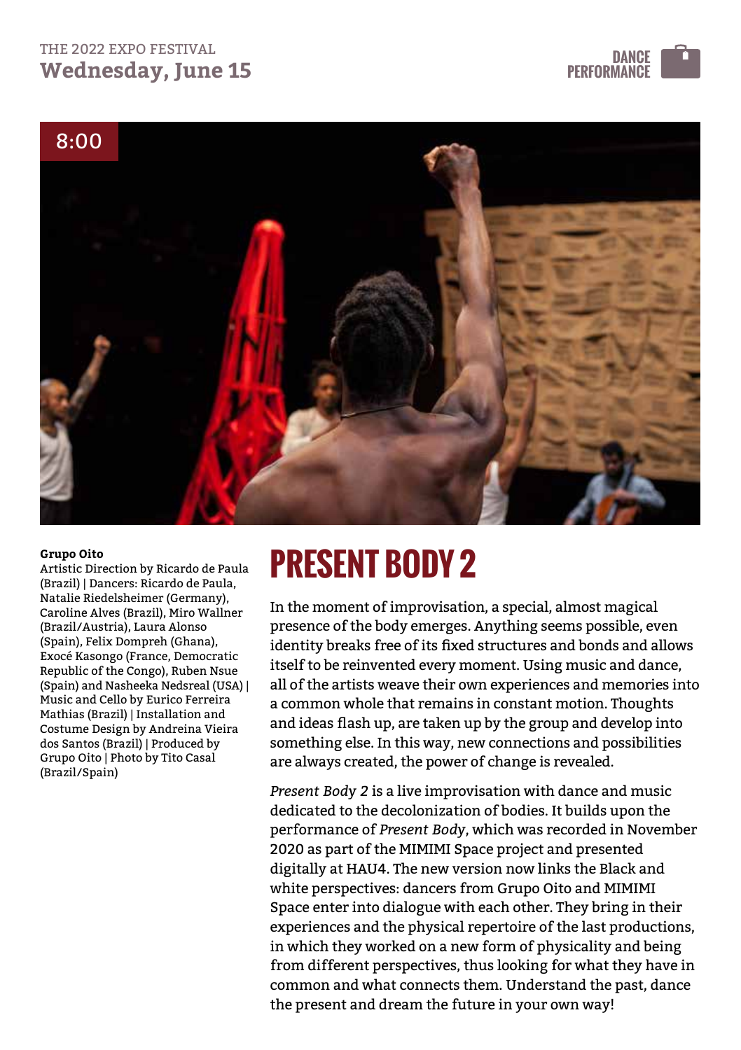THE 2022 EXPO FESTIVAL
**Wednesday, June 15**

DANCE PERFORMANCE

8:00

# PRESENT BODY 2

**Grupo Oito**
Artistic Direction by Ricardo de Paula (Brazil) | Dancers: Ricardo de Paula, Natalie Riedelsheimer (Germany), Caroline Alves (Brazil), Miro Wallner (Brazil/Austria), Laura Alonso (Spain), Felix Dompreh (Ghana), Exocé Kasongo (France, Democratic Republic of the Congo), Ruben Nsue (Spain) and Nasheeka Nedsreal (USA) | Music and Cello by Eurico Ferreira Mathias (Brazil) | Installation and Costume Design by Andreina Vieira dos Santos (Brazil) | Produced by Grupo Oito | Photo by Tito Casal (Brazil/Spain)

In the moment of improvisation, a special, almost magical presence of the body emerges. Anything seems possible, even identity breaks free of its fixed structures and bonds and allows itself to be reinvented every moment. Using music and dance, all of the artists weave their own experiences and memories into a common whole that remains in constant motion. Thoughts and ideas flash up, are taken up by the group and develop into something else. In this way, new connections and possibilities are always created, the power of change is revealed.

*Present Body 2* is a live improvisation with dance and music dedicated to the decolonization of bodies. It builds upon the performance of *Present Body*, which was recorded in November 2020 as part of the MIMIMI Space project and presented digitally at HAU4. The new version now links the Black and white perspectives: dancers from Grupo Oito and MIMIMI Space enter into dialogue with each other. They bring in their experiences and the physical repertoire of the last productions, in which they worked on a new form of physicality and being from different perspectives, thus looking for what they have in common and what connects them. Understand the past, dance the present and dream the future in your own way!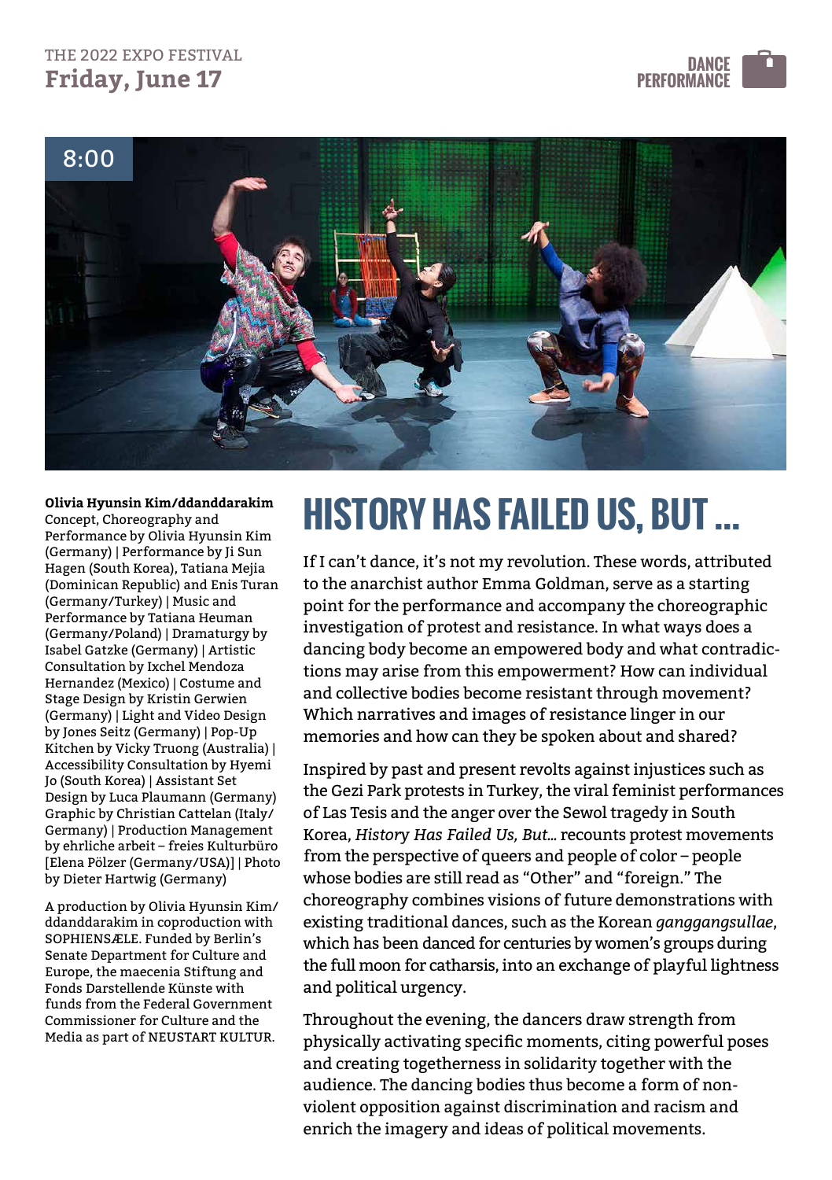THE 2022 EXPO FESTIVAL
**Friday, June 17**

DANCE PERFORMANCE

8:00

# HISTORY HAS FAILED US, BUT ...

**Olivia Hyunsin Kim/ddanddarakim**
Concept, Choreography and Performance by Olivia Hyunsin Kim (Germany) | Performance by Ji Sun Hagen (South Korea), Tatiana Mejia (Dominican Republic) and Enis Turan (Germany/Turkey) | Music and Performance by Tatiana Heuman (Germany/Poland) | Dramaturgy by Isabel Gatzke (Germany) | Artistic Consultation by Ixchel Mendoza Hernandez (Mexico) | Costume and Stage Design by Kristin Gerwien (Germany) | Light and Video Design by Jones Seitz (Germany) | Pop-Up Kitchen by Vicky Truong (Australia) | Accessibility Consultation by Hyemi Jo (South Korea) | Assistant Set Design by Luca Plaumann (Germany) Graphic by Christian Cattelan (Italy/Germany) | Production Management by ehrliche arbeit – freies Kulturbüro [Elena Pölzer (Germany/USA)] | Photo by Dieter Hartwig (Germany)

A production by Olivia Hyunsin Kim/ddanddarakim in coproduction with SOPHIENSÆLE. Funded by Berlin's Senate Department for Culture and Europe, the maecenia Stiftung and Fonds Darstellende Künste with funds from the Federal Government Commissioner for Culture and the Media as part of NEUSTART KULTUR.

If I can't dance, it's not my revolution. These words, attributed to the anarchist author Emma Goldman, serve as a starting point for the performance and accompany the choreographic investigation of protest and resistance. In what ways does a dancing body become an empowered body and what contradictions may arise from this empowerment? How can individual and collective bodies become resistant through movement? Which narratives and images of resistance linger in our memories and how can they be spoken about and shared?

Inspired by past and present revolts against injustices such as the Gezi Park protests in Turkey, the viral feminist performances of Las Tesis and the anger over the Sewol tragedy in South Korea, *History Has Failed Us, But...* recounts protest movements from the perspective of queers and people of color – people whose bodies are still read as "Other" and "foreign." The choreography combines visions of future demonstrations with existing traditional dances, such as the Korean *ganggangsullae*, which has been danced for centuries by women's groups during the full moon for catharsis, into an exchange of playful lightness and political urgency.

Throughout the evening, the dancers draw strength from physically activating specific moments, citing powerful poses and creating togetherness in solidarity together with the audience. The dancing bodies thus become a form of non-violent opposition against discrimination and racism and enrich the imagery and ideas of political movements.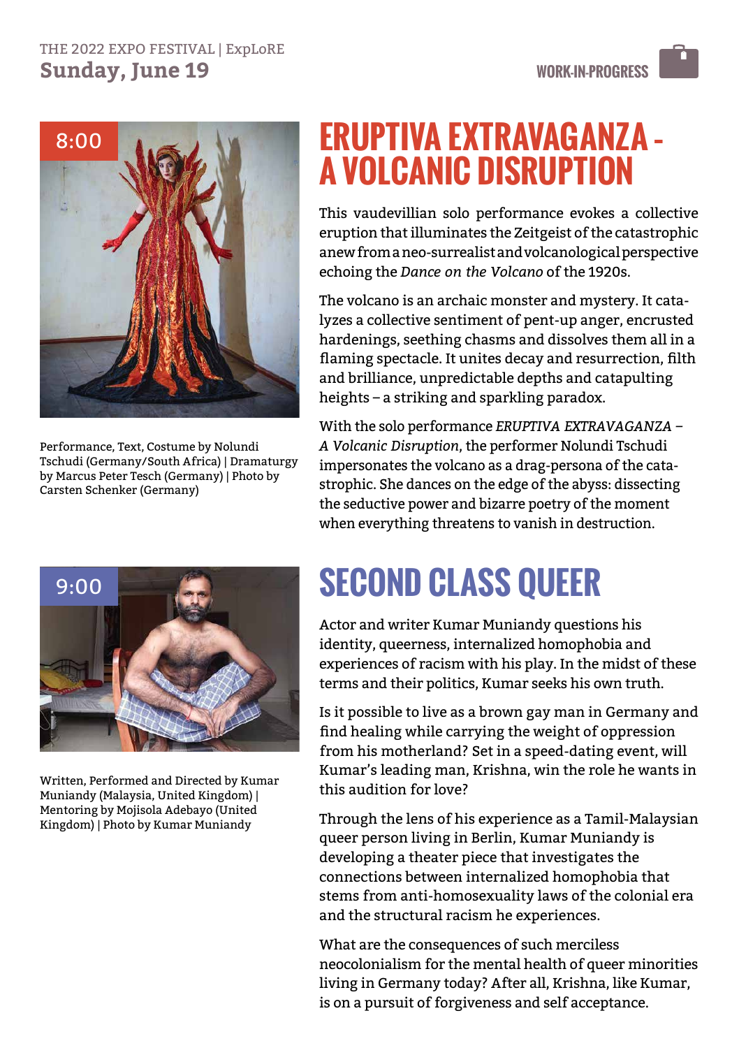THE 2022 EXPO FESTIVAL | ExpLoRE
**Sunday, June 19**

WORK-IN-PROGRESS

8:00

# ERUPTIVA EXTRAVAGANZA - A VOLCANIC DISRUPTION

Performance, Text, Costume by Nolundi Tschudi (Germany/South Africa) | Dramaturgy by Marcus Peter Tesch (Germany) | Photo by Carsten Schenker (Germany)

This vaudevillian solo performance evokes a collective eruption that illuminates the Zeitgeist of the catastrophic anew from a neo-surrealist and volcanological perspective echoing the *Dance on the Volcano* of the 1920s.

The volcano is an archaic monster and mystery. It catalyzes a collective sentiment of pent-up anger, encrusted hardenings, seething chasms and dissolves them all in a flaming spectacle. It unites decay and resurrection, filth and brilliance, unpredictable depths and catapulting heights – a striking and sparkling paradox.

With the solo performance *ERUPTIVA EXTRAVAGANZA – A Volcanic Disruption*, the performer Nolundi Tschudi impersonates the volcano as a drag-persona of the catastrophic. She dances on the edge of the abyss: dissecting the seductive power and bizarre poetry of the moment when everything threatens to vanish in destruction.

9:00

# SECOND CLASS QUEER

Written, Performed and Directed by Kumar Muniandy (Malaysia, United Kingdom) | Mentoring by Mojisola Adebayo (United Kingdom) | Photo by Kumar Muniandy

Actor and writer Kumar Muniandy questions his identity, queerness, internalized homophobia and experiences of racism with his play. In the midst of these terms and their politics, Kumar seeks his own truth.

Is it possible to live as a brown gay man in Germany and find healing while carrying the weight of oppression from his motherland? Set in a speed-dating event, will Kumar's leading man, Krishna, win the role he wants in this audition for love?

Through the lens of his experience as a Tamil-Malaysian queer person living in Berlin, Kumar Muniandy is developing a theater piece that investigates the connections between internalized homophobia that stems from anti-homosexuality laws of the colonial era and the structural racism he experiences.

What are the consequences of such merciless neocolonialism for the mental health of queer minorities living in Germany today? After all, Krishna, like Kumar, is on a pursuit of forgiveness and self acceptance.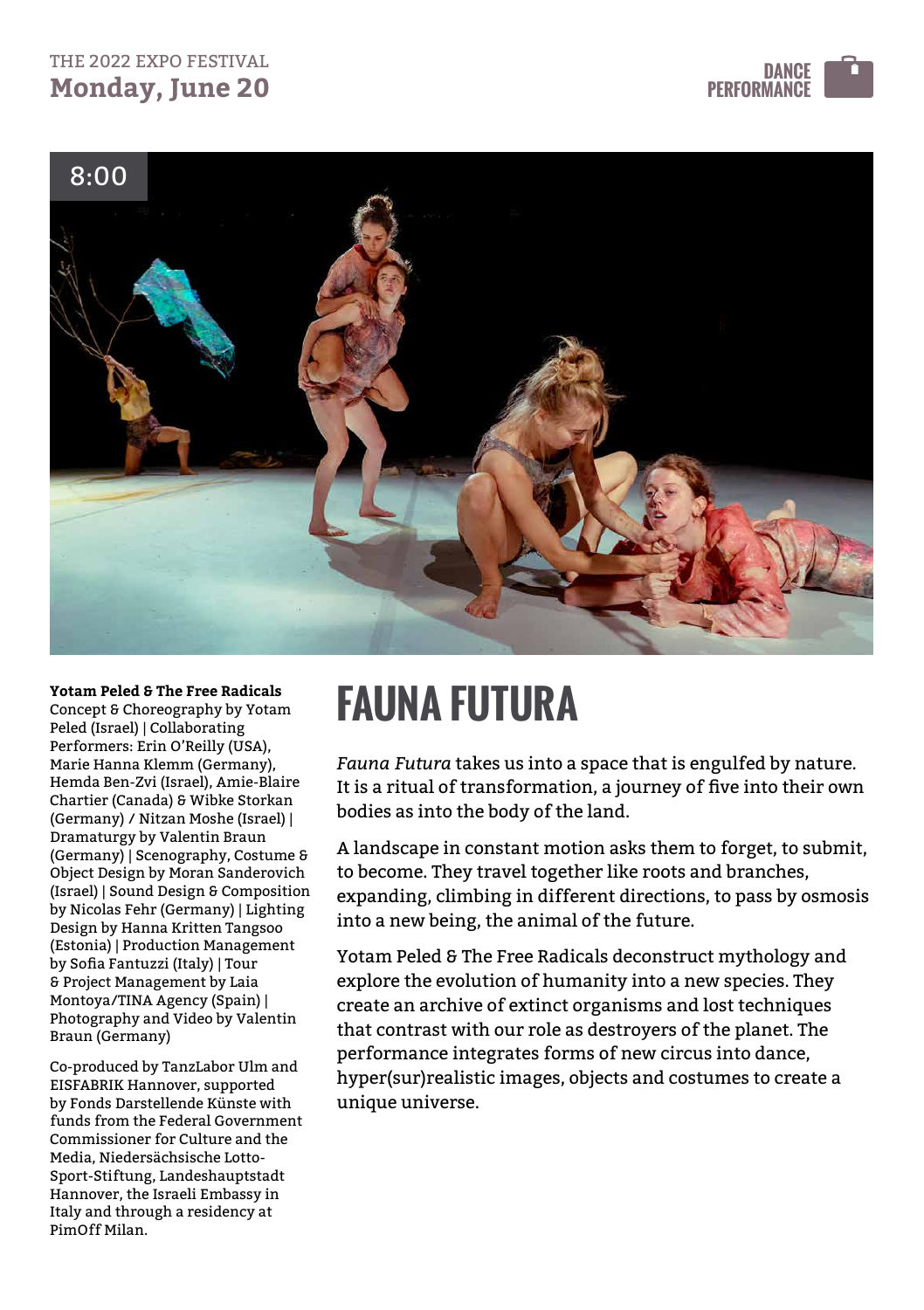THE 2022 EXPO FESTIVAL
**Monday, June 20**

DANCE PERFORMANCE

8:00

# FAUNA FUTURA

**Yotam Peled & The Free Radicals**
Concept & Choreography by Yotam Peled (Israel) | Collaborating Performers: Erin O'Reilly (USA), Marie Hanna Klemm (Germany), Hemda Ben-Zvi (Israel), Amie-Blaire Chartier (Canada) & Wibke Storkan (Germany) / Nitzan Moshe (Israel) | Dramaturgy by Valentin Braun (Germany) | Scenography, Costume & Object Design by Moran Sanderovich (Israel) | Sound Design & Composition by Nicolas Fehr (Germany) | Lighting Design by Hanna Kritten Tangsoo (Estonia) | Production Management by Sofia Fantuzzi (Italy) | Tour & Project Management by Laia Montoya/TINA Agency (Spain) | Photography and Video by Valentin Braun (Germany)

Co-produced by TanzLabor Ulm and EISFABRIK Hannover, supported by Fonds Darstellende Künste with funds from the Federal Government Commissioner for Culture and the Media, Niedersächsische Lotto-Sport-Stiftung, Landeshauptstadt Hannover, the Israeli Embassy in Italy and through a residency at PimOff Milan.

*Fauna Futura* takes us into a space that is engulfed by nature. It is a ritual of transformation, a journey of five into their own bodies as into the body of the land.

A landscape in constant motion asks them to forget, to submit, to become. They travel together like roots and branches, expanding, climbing in different directions, to pass by osmosis into a new being, the animal of the future.

Yotam Peled & The Free Radicals deconstruct mythology and explore the evolution of humanity into a new species. They create an archive of extinct organisms and lost techniques that contrast with our role as destroyers of the planet. The performance integrates forms of new circus into dance, hyper(sur)realistic images, objects and costumes to create a unique universe.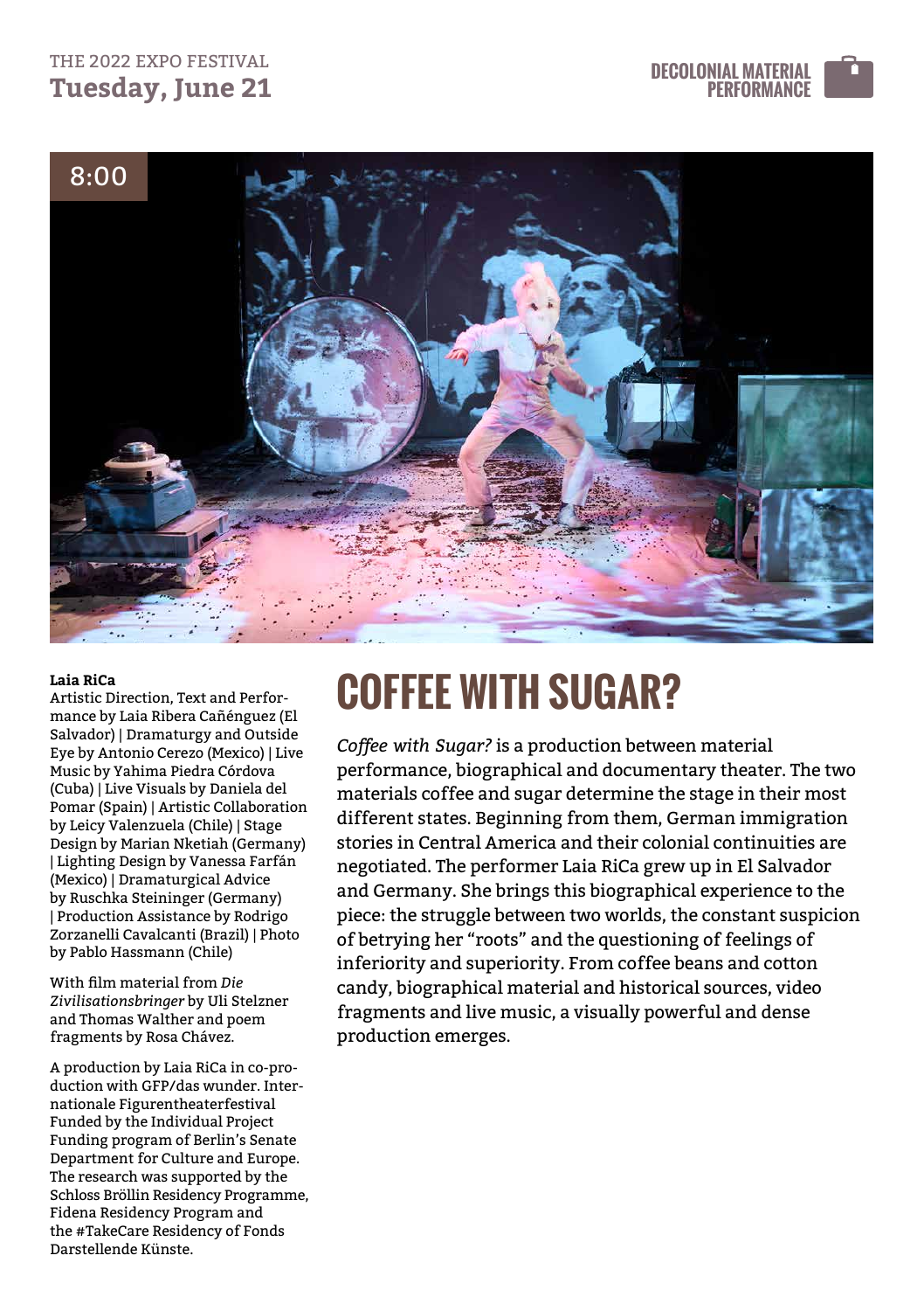THE 2022 EXPO FESTIVAL
**Tuesday, June 21**

DECOLONIAL MATERIAL PERFORMANCE

8:00

# COFFEE WITH SUGAR?

*Coffee with Sugar?* is a production between material performance, biographical and documentary theater. The two materials coffee and sugar determine the stage in their most different states. Beginning from them, German immigration stories in Central America and their colonial continuities are negotiated. The performer Laia RiCa grew up in El Salvador and Germany. She brings this biographical experience to the piece: the struggle between two worlds, the constant suspicion of betrying her "roots" and the questioning of feelings of inferiority and superiority. From coffee beans and cotton candy, biographical material and historical sources, video fragments and live music, a visually powerful and dense production emerges.

**Laia RiCa**
Artistic Direction, Text and Performance by Laia Ribera Cañénguez (El Salvador) | Dramaturgy and Outside Eye by Antonio Cerezo (Mexico) | Live Music by Yahima Piedra Córdova (Cuba) | Live Visuals by Daniela del Pomar (Spain) | Artistic Collaboration by Leicy Valenzuela (Chile) | Stage Design by Marian Nketiah (Germany) | Lighting Design by Vanessa Farfán (Mexico) | Dramaturgical Advice by Ruschka Steininger (Germany) | Production Assistance by Rodrigo Zorzanelli Cavalcanti (Brazil) | Photo by Pablo Hassmann (Chile)

With film material from *Die Zivilisationsbringer* by Uli Stelzner and Thomas Walther and poem fragments by Rosa Chávez.

A production by Laia RiCa in co-production with GFP/das wunder. Internationale Figurentheaterfestival Funded by the Individual Project Funding program of Berlin's Senate Department for Culture and Europe. The research was supported by the Schloss Bröllin Residency Programme, Fidena Residency Program and the #TakeCare Residency of Fonds Darstellende Künste.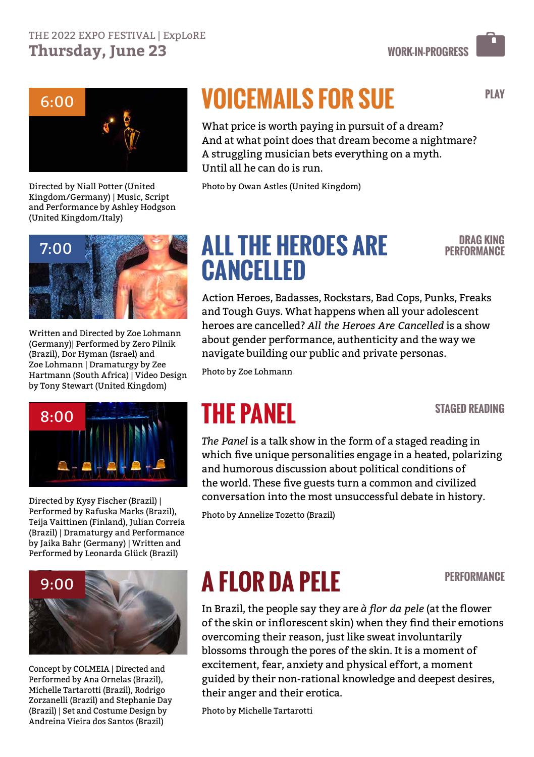THE 2022 EXPO FESTIVAL | ExpLoRE

**Thursday, June 23**

WORK-IN-PROGRESS

6:00

## VOICEMAILS FOR SUE

PLAY

What price is worth paying in pursuit of a dream?
And at what point does that dream become a nightmare?
A struggling musician bets everything on a myth.
Until all he can do is run.

Photo by Owan Astles (United Kingdom)

Directed by Niall Potter (United Kingdom/Germany) | Music, Script and Performance by Ashley Hodgson (United Kingdom/Italy)

7:00

## ALL THE HEROES ARE CANCELLED

DRAG KING PERFORMANCE

Action Heroes, Badasses, Rockstars, Bad Cops, Punks, Freaks and Tough Guys. What happens when all your adolescent heroes are cancelled? *All the Heroes Are Cancelled* is a show about gender performance, authenticity and the way we navigate building our public and private personas.

Photo by Zoe Lohmann

Written and Directed by Zoe Lohmann (Germany)| Performed by Zero Pilnik (Brazil), Dor Hyman (Israel) and Zoe Lohmann | Dramaturgy by Zee Hartmann (South Africa) | Video Design by Tony Stewart (United Kingdom)

8:00

## THE PANEL

STAGED READING

*The Panel* is a talk show in the form of a staged reading in which five unique personalities engage in a heated, polarizing and humorous discussion about political conditions of the world. These five guests turn a common and civilized conversation into the most unsuccessful debate in history.

Photo by Annelize Tozetto (Brazil)

Directed by Kysy Fischer (Brazil) | Performed by Rafuska Marks (Brazil), Teija Vaittinen (Finland), Julian Correia (Brazil) | Dramaturgy and Performance by Jaika Bahr (Germany) | Written and Performed by Leonarda Glück (Brazil)

9:00

## A FLOR DA PELE

PERFORMANCE

In Brazil, the people say they are *à flor da pele* (at the flower of the skin or inflorescent skin) when they find their emotions overcoming their reason, just like sweat involuntarily blossoms through the pores of the skin. It is a moment of excitement, fear, anxiety and physical effort, a moment guided by their non-rational knowledge and deepest desires, their anger and their erotica.

Photo by Michelle Tartarotti

Concept by COLMEIA | Directed and Performed by Ana Ornelas (Brazil), Michelle Tartarotti (Brazil), Rodrigo Zorzanelli (Brazil) and Stephanie Day (Brazil) | Set and Costume Design by Andreina Vieira dos Santos (Brazil)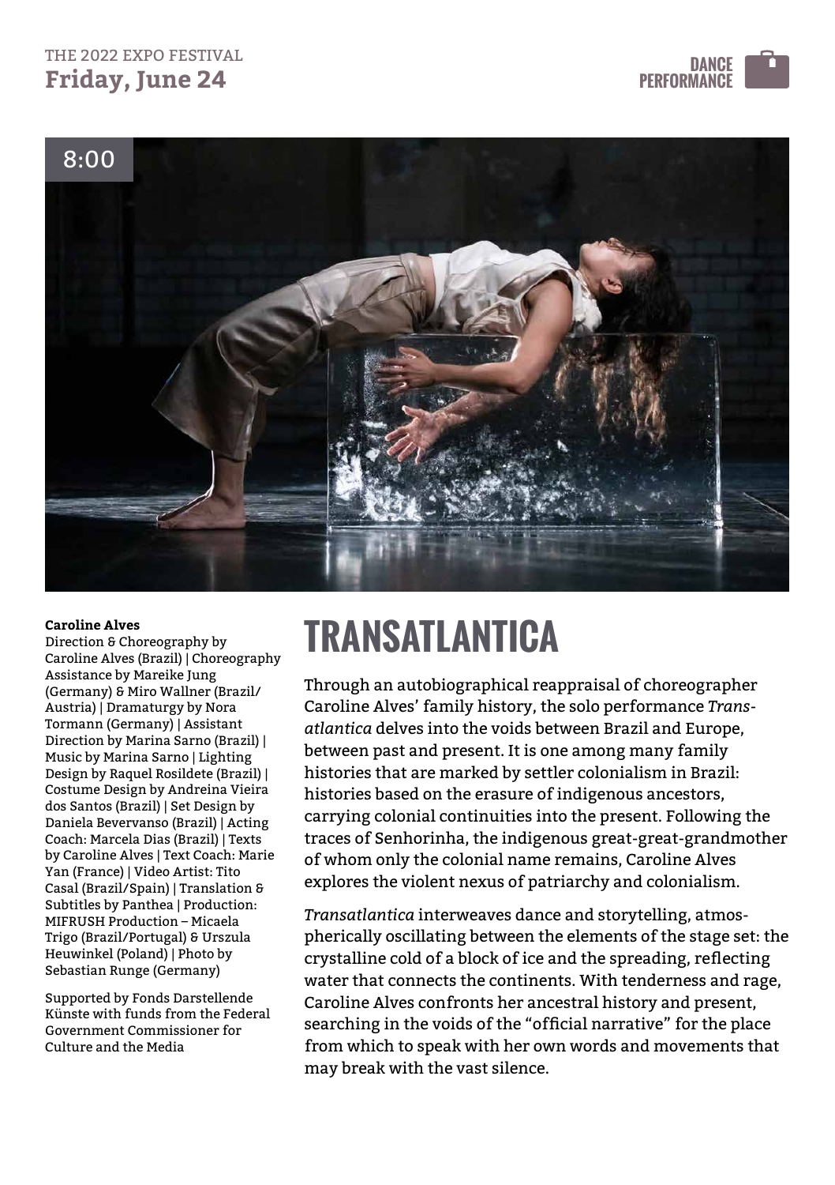THE 2022 EXPO FESTIVAL
**Friday, June 24**

DANCE PERFORMANCE

8:00

# TRANSATLANTICA

**Caroline Alves**
Direction & Choreography by Caroline Alves (Brazil) | Choreography Assistance by Mareike Jung (Germany) & Miro Wallner (Brazil/ Austria) | Dramaturgy by Nora Tormann (Germany) | Assistant Direction by Marina Sarno (Brazil) | Music by Marina Sarno | Lighting Design by Raquel Rosildete (Brazil) | Costume Design by Andreina Vieira dos Santos (Brazil) | Set Design by Daniela Bevervanso (Brazil) | Acting Coach: Marcela Dias (Brazil) | Texts by Caroline Alves | Text Coach: Marie Yan (France) | Video Artist: Tito Casal (Brazil/Spain) | Translation & Subtitles by Panthea | Production: MIFRUSH Production – Micaela Trigo (Brazil/Portugal) & Urszula Heuwinkel (Poland) | Photo by Sebastian Runge (Germany)

Supported by Fonds Darstellende Künste with funds from the Federal Government Commissioner for Culture and the Media

Through an autobiographical reappraisal of choreographer Caroline Alves' family history, the solo performance *Transatlantica* delves into the voids between Brazil and Europe, between past and present. It is one among many family histories that are marked by settler colonialism in Brazil: histories based on the erasure of indigenous ancestors, carrying colonial continuities into the present. Following the traces of Senhorinha, the indigenous great-great-grandmother of whom only the colonial name remains, Caroline Alves explores the violent nexus of patriarchy and colonialism.

*Transatlantica* interweaves dance and storytelling, atmospherically oscillating between the elements of the stage set: the crystalline cold of a block of ice and the spreading, reflecting water that connects the continents. With tenderness and rage, Caroline Alves confronts her ancestral history and present, searching in the voids of the "official narrative" for the place from which to speak with her own words and movements that may break with the vast silence.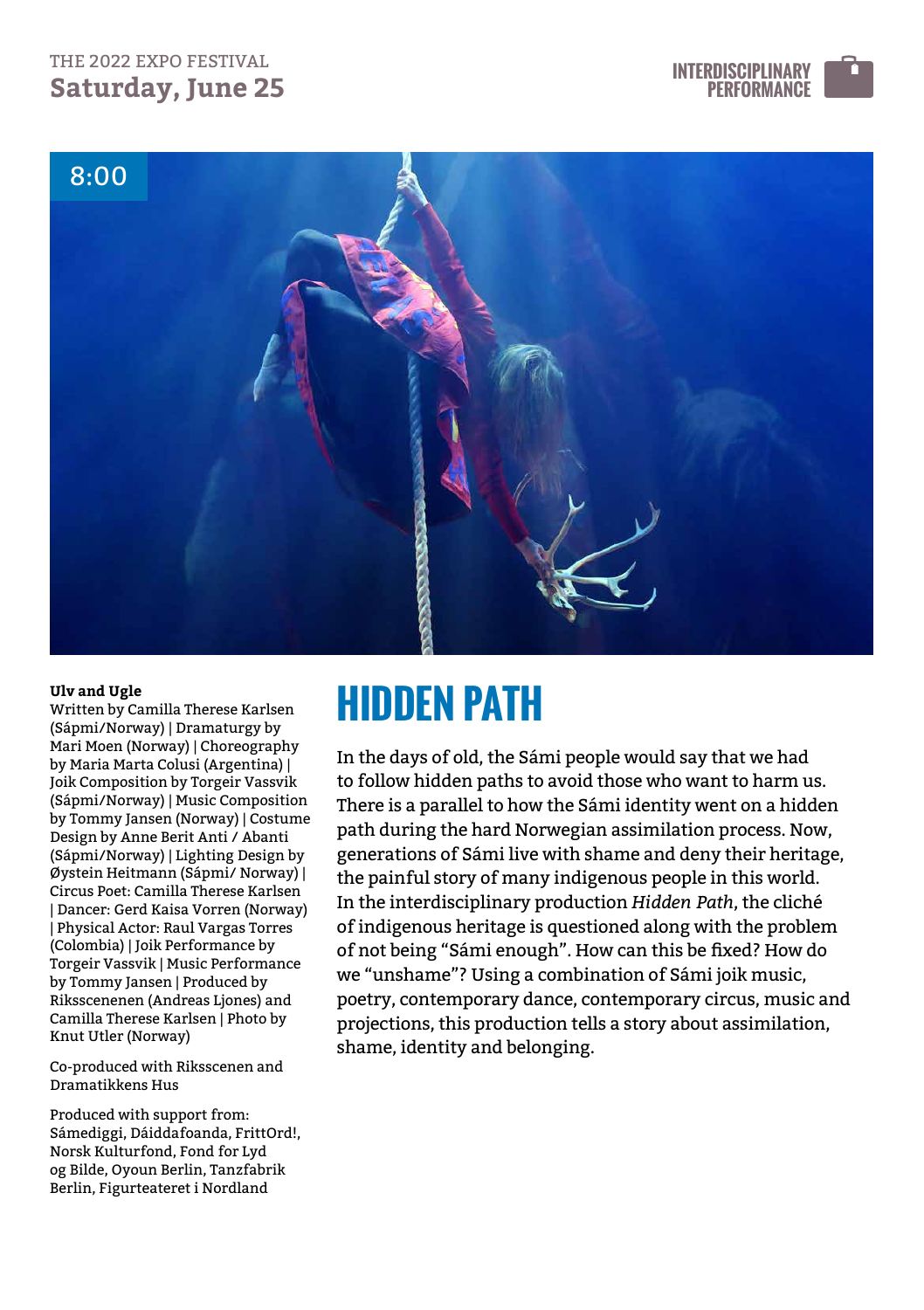THE 2022 EXPO FESTIVAL

**Saturday, June 25**

INTERDISCIPLINARY PERFORMANCE

8:00

# HIDDEN PATH

In the days of old, the Sámi people would say that we had to follow hidden paths to avoid those who want to harm us. There is a parallel to how the Sámi identity went on a hidden path during the hard Norwegian assimilation process. Now, generations of Sámi live with shame and deny their heritage, the painful story of many indigenous people in this world. In the interdisciplinary production *Hidden Path*, the cliché of indigenous heritage is questioned along with the problem of not being "Sámi enough". How can this be fixed? How do we "unshame"? Using a combination of Sámi joik music, poetry, contemporary dance, contemporary circus, music and projections, this production tells a story about assimilation, shame, identity and belonging.

**Ulv and Ugle**

Written by Camilla Therese Karlsen (Sápmi/Norway) | Dramaturgy by Mari Moen (Norway) | Choreography by Maria Marta Colusi (Argentina) | Joik Composition by Torgeir Vassvik (Sápmi/Norway) | Music Composition by Tommy Jansen (Norway) | Costume Design by Anne Berit Anti / Abanti (Sápmi/Norway) | Lighting Design by Øystein Heitmann (Sápmi/ Norway) | Circus Poet: Camilla Therese Karlsen | Dancer: Gerd Kaisa Vorren (Norway) | Physical Actor: Raul Vargas Torres (Colombia) | Joik Performance by Torgeir Vassvik | Music Performance by Tommy Jansen | Produced by Riksscenenen (Andreas Ljones) and Camilla Therese Karlsen | Photo by Knut Utler (Norway)

Co-produced with Riksscenen and Dramatikkens Hus

Produced with support from: Sámediggi, Dáiddafoanda, FrittOrd!, Norsk Kulturfond, Fond for Lyd og Bilde, Oyoun Berlin, Tanzfabrik Berlin, Figurteateret i Nordland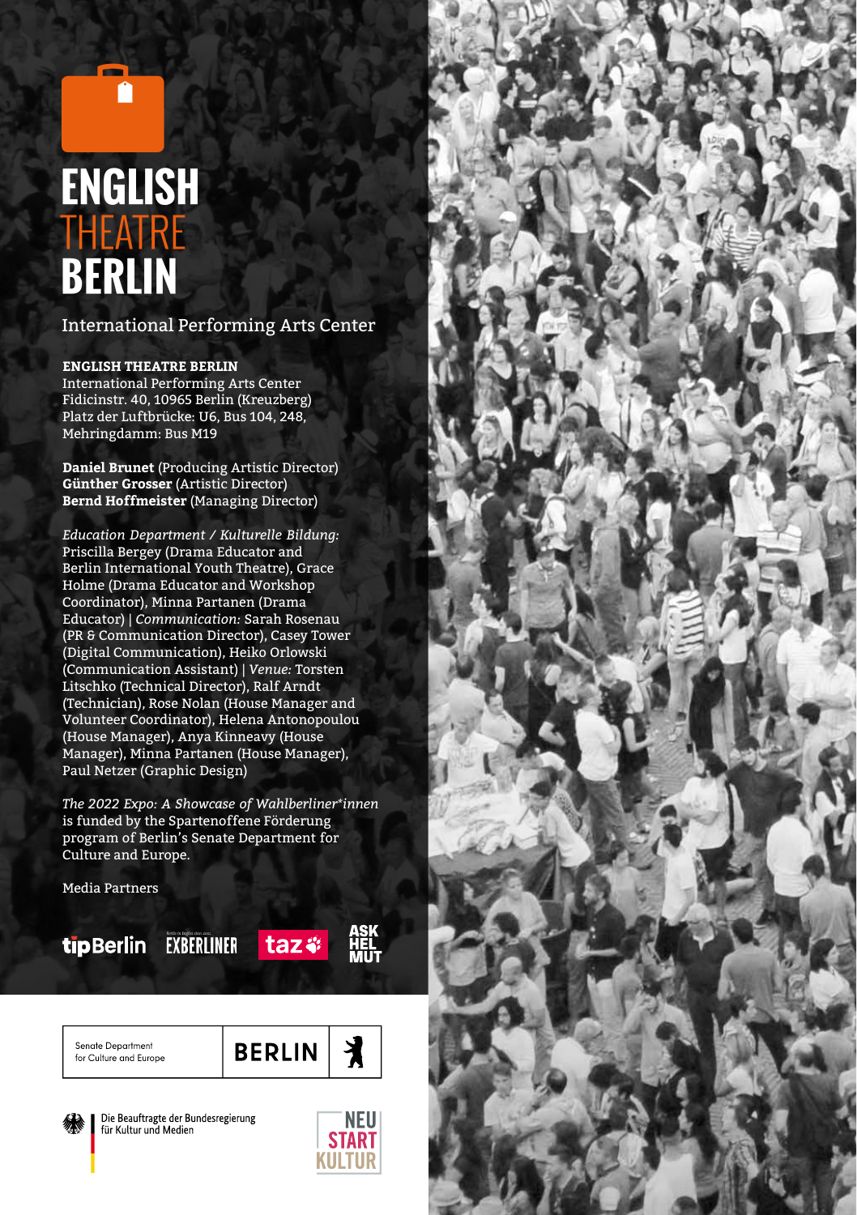# ENGLISH THEATRE BERLIN

International Performing Arts Center

**ENGLISH THEATRE BERLIN**
International Performing Arts Center
Fidicinstr. 40, 10965 Berlin (Kreuzberg)
Platz der Luftbrücke: U6, Bus 104, 248,
Mehringdamm: Bus M19

**Daniel Brunet** (Producing Artistic Director)
**Günther Grosser** (Artistic Director)
**Bernd Hoffmeister** (Managing Director)

*Education Department / Kulturelle Bildung:* Priscilla Bergey (Drama Educator and Berlin International Youth Theatre), Grace Holme (Drama Educator and Workshop Coordinator), Minna Partanen (Drama Educator) | *Communication:* Sarah Rosenau (PR & Communication Director), Casey Tower (Digital Communication), Heiko Orlowski (Communication Assistant) | *Venue:* Torsten Litschko (Technical Director), Ralf Arndt (Technician), Rose Nolan (House Manager and Volunteer Coordinator), Helena Antonopoulou (House Manager), Anya Kinneavy (House Manager), Minna Partanen (House Manager), Paul Netzer (Graphic Design)

*The 2022 Expo: A Showcase of Wahlberliner\*innen* is funded by the Spartenoffene Förderung program of Berlin's Senate Department for Culture and Europe.

Media Partners

tipBerlin EXBERLINER taz ASK HELMUT

Senate Department for Culture and Europe BERLIN

Die Beauftragte der Bundesregierung für Kultur und Medien

NEU START KULTUR